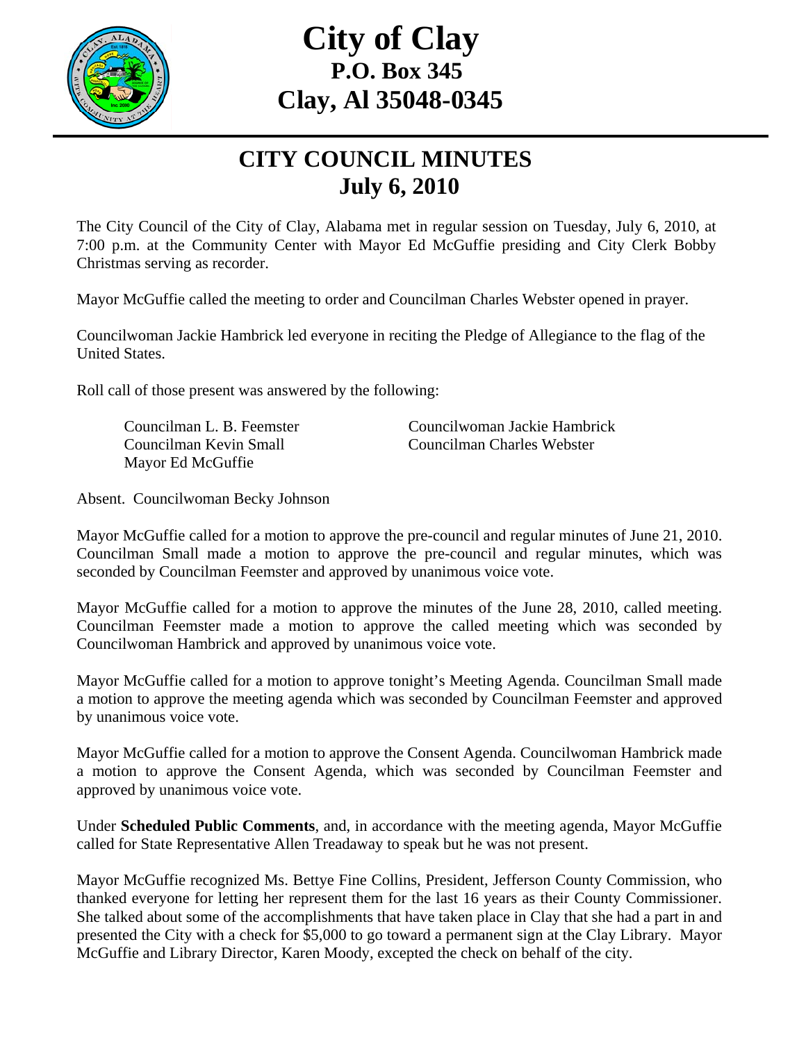# City of Clay
## P.O. Box 345
## Clay, Al 35048-0345

## CITY COUNCIL MINUTES
## July 6, 2010

The City Council of the City of Clay, Alabama met in regular session on Tuesday, July 6, 2010, at 7:00 p.m. at the Community Center with Mayor Ed McGuffie presiding and City Clerk Bobby Christmas serving as recorder.

Mayor McGuffie called the meeting to order and Councilman Charles Webster opened in prayer.

Councilwoman Jackie Hambrick led everyone in reciting the Pledge of Allegiance to the flag of the United States.

Roll call of those present was answered by the following:

Councilman L. B. Feemster
Councilwoman Jackie Hambrick
Councilman Kevin Small
Councilman Charles Webster
Mayor Ed McGuffie

Absent. Councilwoman Becky Johnson

Mayor McGuffie called for a motion to approve the pre-council and regular minutes of June 21, 2010. Councilman Small made a motion to approve the pre-council and regular minutes, which was seconded by Councilman Feemster and approved by unanimous voice vote.

Mayor McGuffie called for a motion to approve the minutes of the June 28, 2010, called meeting. Councilman Feemster made a motion to approve the called meeting which was seconded by Councilwoman Hambrick and approved by unanimous voice vote.

Mayor McGuffie called for a motion to approve tonight's Meeting Agenda. Councilman Small made a motion to approve the meeting agenda which was seconded by Councilman Feemster and approved by unanimous voice vote.

Mayor McGuffie called for a motion to approve the Consent Agenda. Councilwoman Hambrick made a motion to approve the Consent Agenda, which was seconded by Councilman Feemster and approved by unanimous voice vote.

Under **Scheduled Public Comments**, and, in accordance with the meeting agenda, Mayor McGuffie called for State Representative Allen Treadaway to speak but he was not present.

Mayor McGuffie recognized Ms. Bettye Fine Collins, President, Jefferson County Commission, who thanked everyone for letting her represent them for the last 16 years as their County Commissioner. She talked about some of the accomplishments that have taken place in Clay that she had a part in and presented the City with a check for $5,000 to go toward a permanent sign at the Clay Library. Mayor McGuffie and Library Director, Karen Moody, excepted the check on behalf of the city.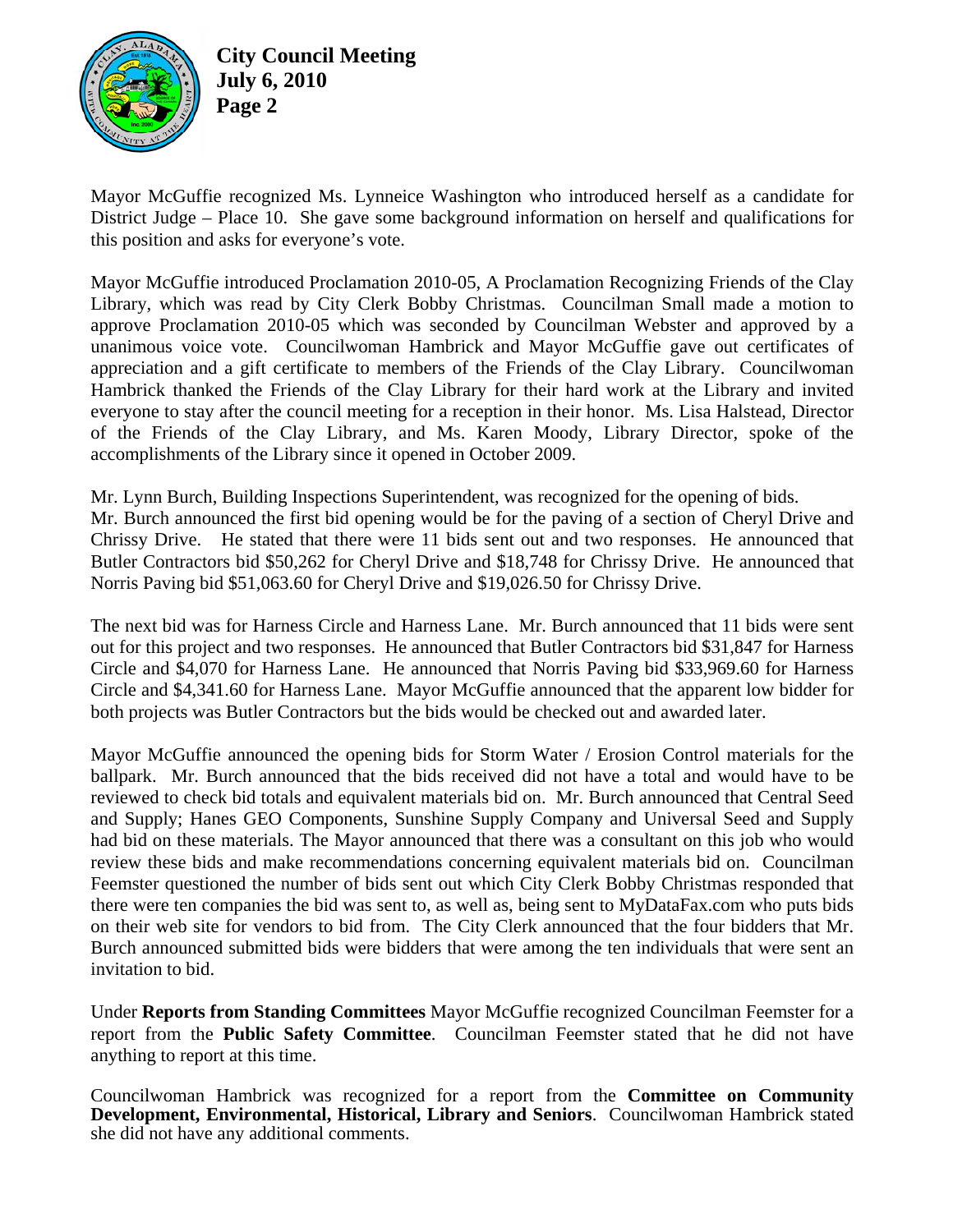Mayor McGuffie recognized Ms. Lynneice Washington who introduced herself as a candidate for District Judge – Place 10. She gave some background information on herself and qualifications for this position and asks for everyone's vote.

Mayor McGuffie introduced Proclamation 2010-05, A Proclamation Recognizing Friends of the Clay Library, which was read by City Clerk Bobby Christmas. Councilman Small made a motion to approve Proclamation 2010-05 which was seconded by Councilman Webster and approved by a unanimous voice vote. Councilwoman Hambrick and Mayor McGuffie gave out certificates of appreciation and a gift certificate to members of the Friends of the Clay Library. Councilwoman Hambrick thanked the Friends of the Clay Library for their hard work at the Library and invited everyone to stay after the council meeting for a reception in their honor. Ms. Lisa Halstead, Director of the Friends of the Clay Library, and Ms. Karen Moody, Library Director, spoke of the accomplishments of the Library since it opened in October 2009.

Mr. Lynn Burch, Building Inspections Superintendent, was recognized for the opening of bids. Mr. Burch announced the first bid opening would be for the paving of a section of Cheryl Drive and Chrissy Drive. He stated that there were 11 bids sent out and two responses. He announced that Butler Contractors bid $50,262 for Cheryl Drive and $18,748 for Chrissy Drive. He announced that Norris Paving bid $51,063.60 for Cheryl Drive and $19,026.50 for Chrissy Drive.

The next bid was for Harness Circle and Harness Lane. Mr. Burch announced that 11 bids were sent out for this project and two responses. He announced that Butler Contractors bid $31,847 for Harness Circle and $4,070 for Harness Lane. He announced that Norris Paving bid $33,969.60 for Harness Circle and $4,341.60 for Harness Lane. Mayor McGuffie announced that the apparent low bidder for both projects was Butler Contractors but the bids would be checked out and awarded later.

Mayor McGuffie announced the opening bids for Storm Water / Erosion Control materials for the ballpark. Mr. Burch announced that the bids received did not have a total and would have to be reviewed to check bid totals and equivalent materials bid on. Mr. Burch announced that Central Seed and Supply; Hanes GEO Components, Sunshine Supply Company and Universal Seed and Supply had bid on these materials. The Mayor announced that there was a consultant on this job who would review these bids and make recommendations concerning equivalent materials bid on. Councilman Feemster questioned the number of bids sent out which City Clerk Bobby Christmas responded that there were ten companies the bid was sent to, as well as, being sent to MyDataFax.com who puts bids on their web site for vendors to bid from. The City Clerk announced that the four bidders that Mr. Burch announced submitted bids were bidders that were among the ten individuals that were sent an invitation to bid.

Under **Reports from Standing Committees** Mayor McGuffie recognized Councilman Feemster for a report from the **Public Safety Committee**. Councilman Feemster stated that he did not have anything to report at this time.

Councilwoman Hambrick was recognized for a report from the **Committee on Community Development, Environmental, Historical, Library and Seniors**. Councilwoman Hambrick stated she did not have any additional comments.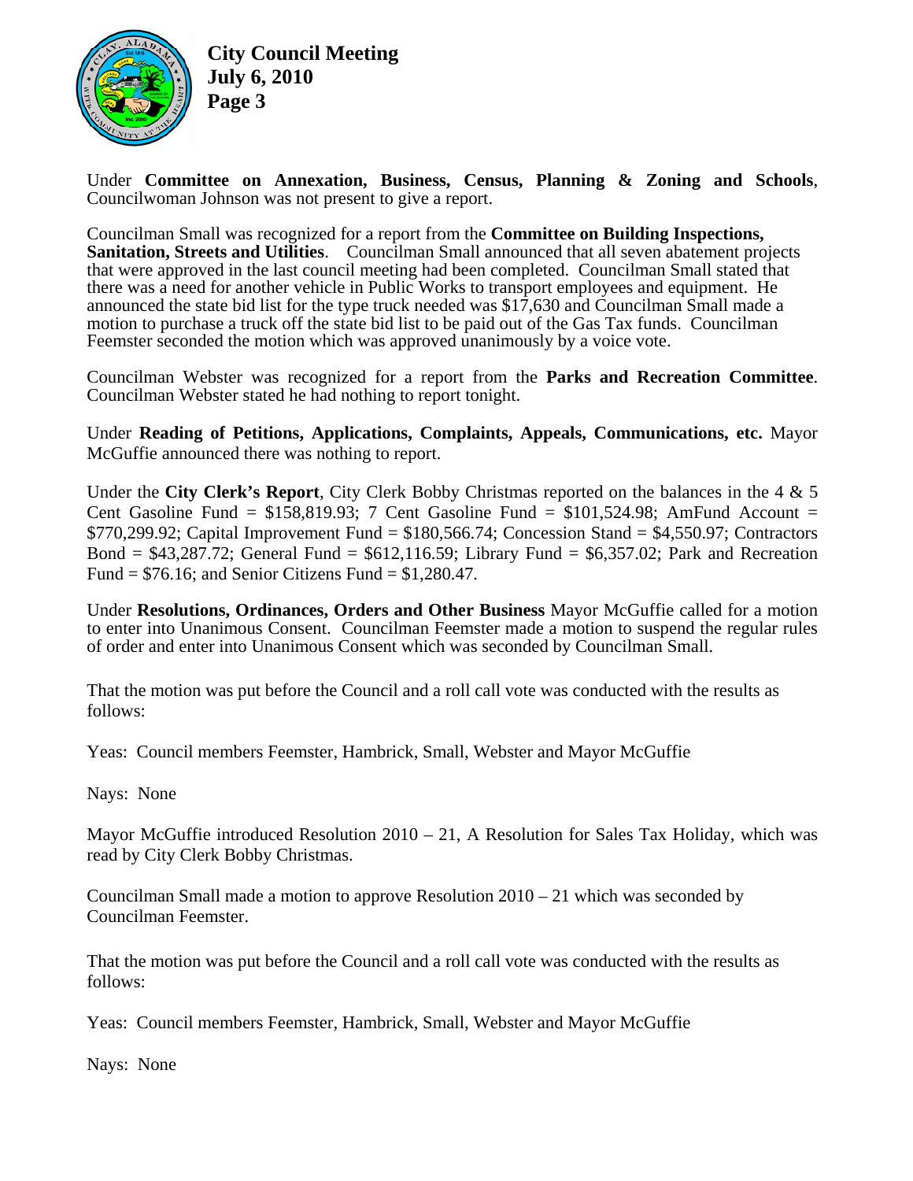Under **Committee on Annexation, Business, Census, Planning & Zoning and Schools**, Councilwoman Johnson was not present to give a report.

Councilman Small was recognized for a report from the **Committee on Building Inspections, Sanitation, Streets and Utilities**. Councilman Small announced that all seven abatement projects that were approved in the last council meeting had been completed. Councilman Small stated that there was a need for another vehicle in Public Works to transport employees and equipment. He announced the state bid list for the type truck needed was $17,630 and Councilman Small made a motion to purchase a truck off the state bid list to be paid out of the Gas Tax funds. Councilman Feemster seconded the motion which was approved unanimously by a voice vote.

Councilman Webster was recognized for a report from the **Parks and Recreation Committee**. Councilman Webster stated he had nothing to report tonight.

Under **Reading of Petitions, Applications, Complaints, Appeals, Communications, etc.** Mayor McGuffie announced there was nothing to report.

Under the **City Clerk's Report**, City Clerk Bobby Christmas reported on the balances in the 4 & 5 Cent Gasoline Fund = $158,819.93; 7 Cent Gasoline Fund = $101,524.98; AmFund Account = $770,299.92; Capital Improvement Fund = $180,566.74; Concession Stand = $4,550.97; Contractors Bond = $43,287.72; General Fund = $612,116.59; Library Fund = $6,357.02; Park and Recreation Fund = $76.16; and Senior Citizens Fund = $1,280.47.

Under **Resolutions, Ordinances, Orders and Other Business** Mayor McGuffie called for a motion to enter into Unanimous Consent. Councilman Feemster made a motion to suspend the regular rules of order and enter into Unanimous Consent which was seconded by Councilman Small.

That the motion was put before the Council and a roll call vote was conducted with the results as follows:

Yeas: Council members Feemster, Hambrick, Small, Webster and Mayor McGuffie

Nays: None

Mayor McGuffie introduced Resolution 2010 – 21, A Resolution for Sales Tax Holiday, which was read by City Clerk Bobby Christmas.

Councilman Small made a motion to approve Resolution 2010 – 21 which was seconded by Councilman Feemster.

That the motion was put before the Council and a roll call vote was conducted with the results as follows:

Yeas: Council members Feemster, Hambrick, Small, Webster and Mayor McGuffie

Nays: None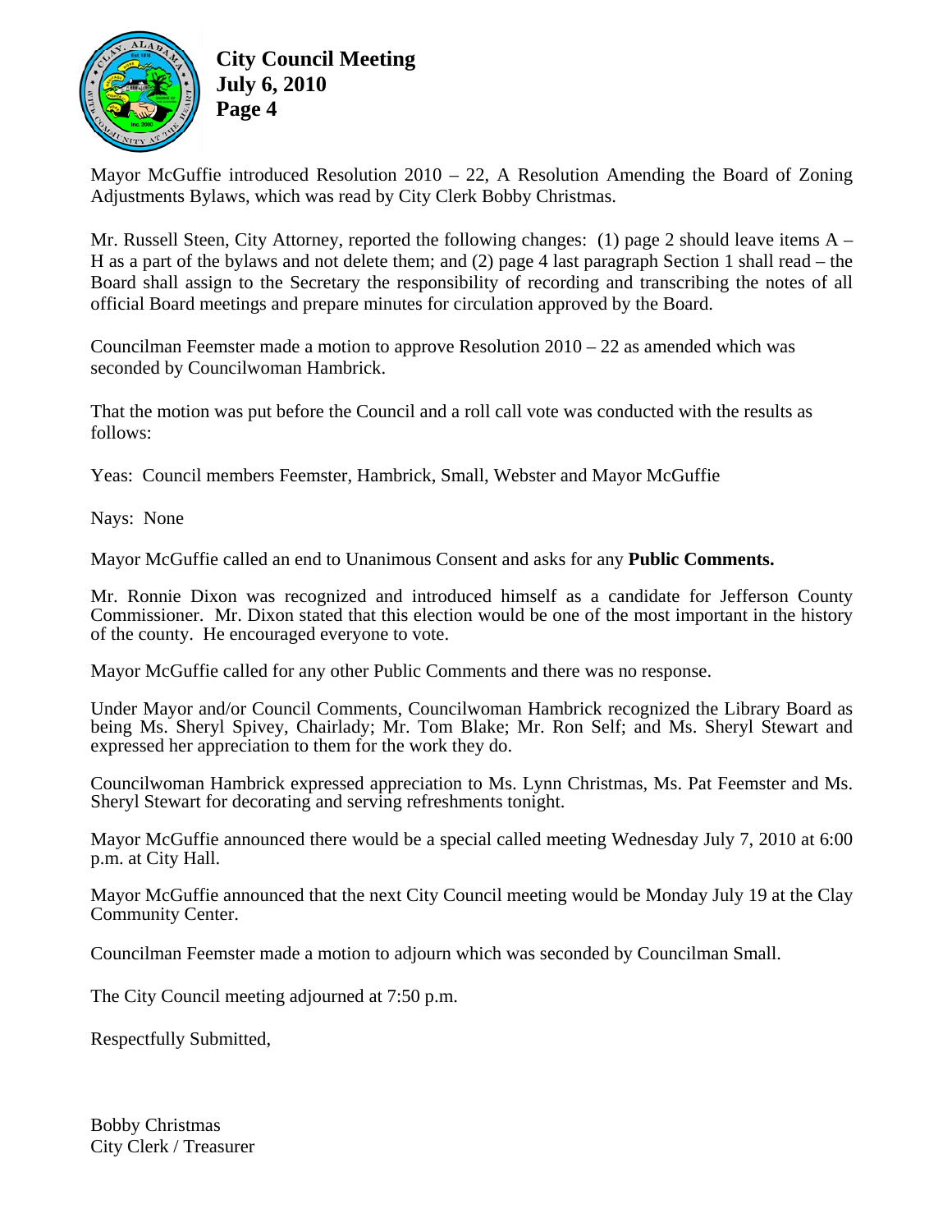Mayor McGuffie introduced Resolution 2010 – 22, A Resolution Amending the Board of Zoning Adjustments Bylaws, which was read by City Clerk Bobby Christmas.

Mr. Russell Steen, City Attorney, reported the following changes: (1) page 2 should leave items A – H as a part of the bylaws and not delete them; and (2) page 4 last paragraph Section 1 shall read – the Board shall assign to the Secretary the responsibility of recording and transcribing the notes of all official Board meetings and prepare minutes for circulation approved by the Board.

Councilman Feemster made a motion to approve Resolution 2010 – 22 as amended which was seconded by Councilwoman Hambrick.

That the motion was put before the Council and a roll call vote was conducted with the results as follows:

Yeas: Council members Feemster, Hambrick, Small, Webster and Mayor McGuffie

Nays: None

Mayor McGuffie called an end to Unanimous Consent and asks for any **Public Comments.**

Mr. Ronnie Dixon was recognized and introduced himself as a candidate for Jefferson County Commissioner. Mr. Dixon stated that this election would be one of the most important in the history of the county. He encouraged everyone to vote.

Mayor McGuffie called for any other Public Comments and there was no response.

Under Mayor and/or Council Comments, Councilwoman Hambrick recognized the Library Board as being Ms. Sheryl Spivey, Chairlady; Mr. Tom Blake; Mr. Ron Self; and Ms. Sheryl Stewart and expressed her appreciation to them for the work they do.

Councilwoman Hambrick expressed appreciation to Ms. Lynn Christmas, Ms. Pat Feemster and Ms. Sheryl Stewart for decorating and serving refreshments tonight.

Mayor McGuffie announced there would be a special called meeting Wednesday July 7, 2010 at 6:00 p.m. at City Hall.

Mayor McGuffie announced that the next City Council meeting would be Monday July 19 at the Clay Community Center.

Councilman Feemster made a motion to adjourn which was seconded by Councilman Small.

The City Council meeting adjourned at 7:50 p.m.

Respectfully Submitted,

Bobby Christmas
City Clerk / Treasurer